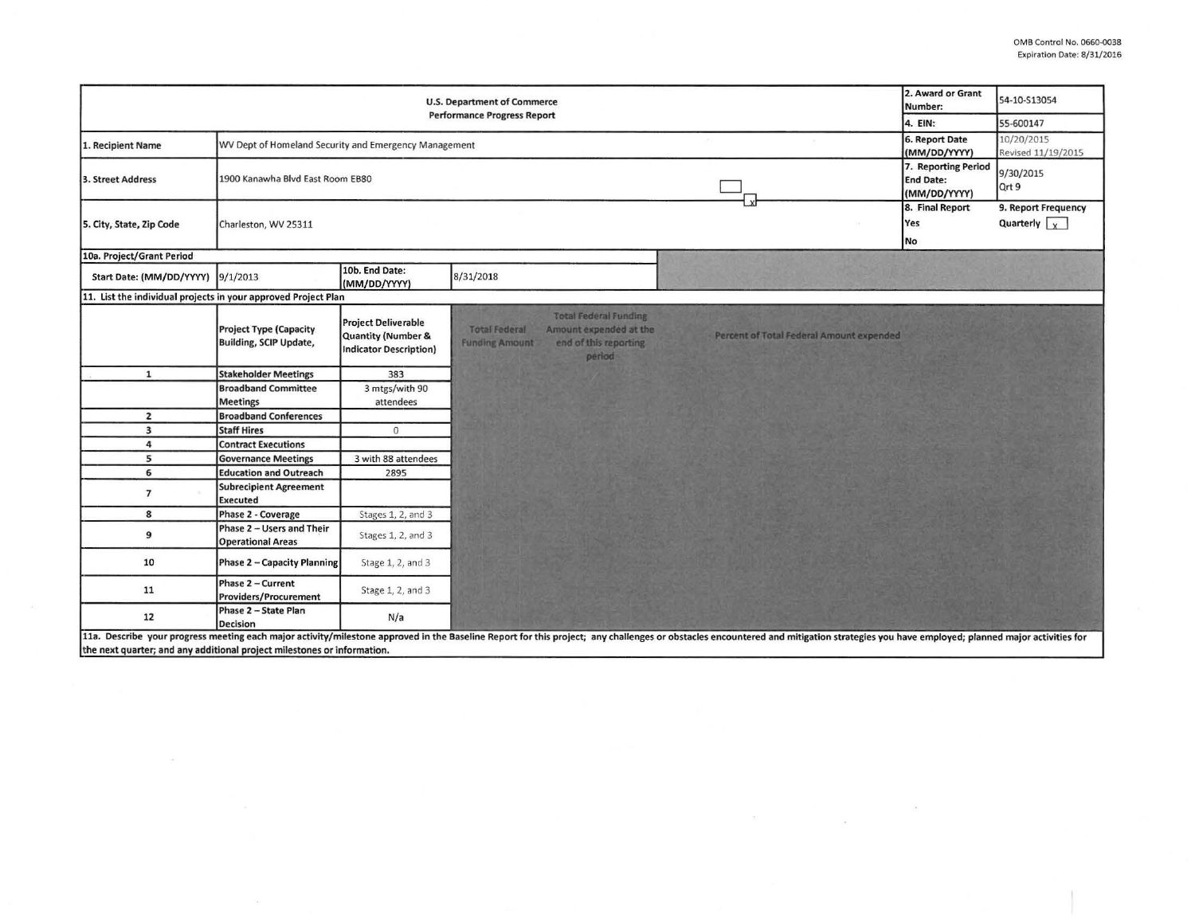OMB Control No. 0660-0038
Expiration Date: 8/31/2016

| U.S. Department of Commerce<br>Performance Progress Report | | | | 2. Award or Grant Number: | 54-10-S13054 |
|---|---|---|---|---|---|
| | | | | 4. EIN: | 55-600147 |
| 1. Recipient Name | WV Dept of Homeland Security and Emergency Management | | | 6. Report Date (MM/DD/YYYY) | 10/20/2015<br>Revised 11/19/2015 |
| 3. Street Address | 1900 Kanawha Blvd East Room EB80 | | | 7. Reporting Period End Date: (MM/DD/YYYY) | 9/30/2015<br>Qrt 9 |
| 5. City, State, Zip Code | Charleston, WV 25311 | | | 8. Final Report<br>Yes<br>No x | 9. Report Frequency<br>Quarterly x |
| 10a. Project/Grant Period | | | | | |
| Start Date: (MM/DD/YYYY) | 9/1/2013 | 10b. End Date: (MM/DD/YYYY) | 8/31/2018 | | |

11. List the individual projects in your approved Project Plan

| | Project Type (Capacity Building, SCIP Update, | Project Deliverable Quantity (Number & Indicator Description) | Total Federal Funding Amount | Total Federal Funding Amount expended at the end of this reporting period | Percent of Total Federal Amount expended |
|---|---|---|---|---|---|
| 1 | Stakeholder Meetings | 383 | | | |
| | Broadband Committee Meetings | 3 mtgs/with 90 attendees | | | |
| 2 | Broadband Conferences | | | | |
| 3 | Staff Hires | 0 | | | |
| 4 | Contract Executions | | | | |
| 5 | Governance Meetings | 3 with 88 attendees | | | |
| 6 | Education and Outreach | 2895 | | | |
| 7 | Subrecipient Agreement Executed | | | | |
| 8 | Phase 2 - Coverage | Stages 1, 2, and 3 | | | |
| 9 | Phase 2 – Users and Their Operational Areas | Stages 1, 2, and 3 | | | |
| 10 | Phase 2 – Capacity Planning | Stage 1, 2, and 3 | | | |
| 11 | Phase 2 – Current Providers/Procurement | Stage 1, 2, and 3 | | | |
| 12 | Phase 2 – State Plan Decision | N/a | | | |

11a. Describe your progress meeting each major activity/milestone approved in the Baseline Report for this project; any challenges or obstacles encountered and mitigation strategies you have employed; planned major activities for the next quarter; and any additional project milestones or information.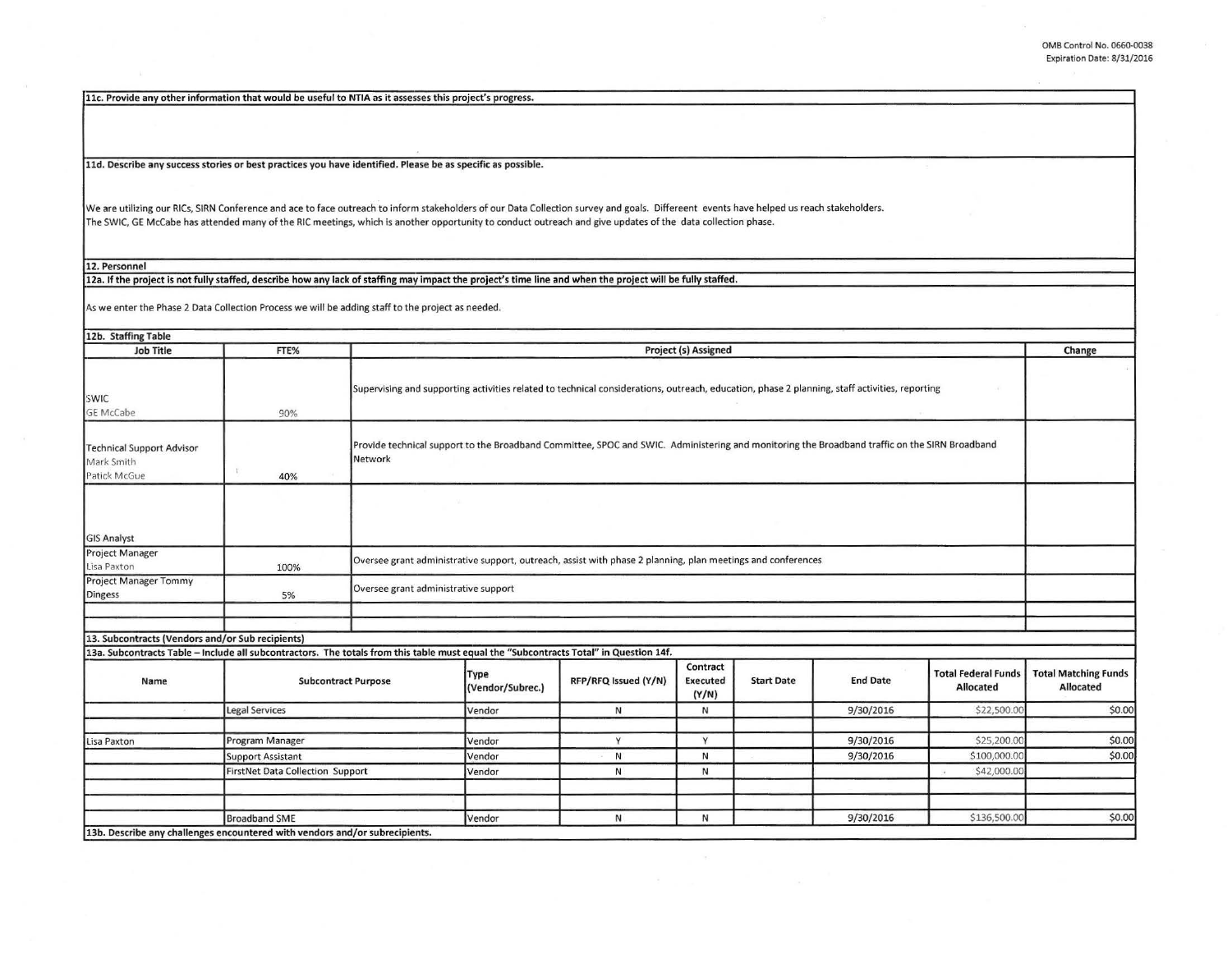OMB Control No. 0660-0038
Expiration Date: 8/31/2016

**11c. Provide any other information that would be useful to NTIA as it assesses this project's progress.**

**11d. Describe any success stories or best practices you have identified. Please be as specific as possible.**

We are utilizing our RICs, SIRN Conference and ace to face outreach to inform stakeholders of our Data Collection survey and goals. Differeent events have helped us reach stakeholders.
The SWIC, GE McCabe has attended many of the RIC meetings, which is another opportunity to conduct outreach and give updates of the data collection phase.

## 12. Personnel

**12a. If the project is not fully staffed, describe how any lack of staffing may impact the project's time line and when the project will be fully staffed.**

As we enter the Phase 2 Data Collection Process we will be adding staff to the project as needed.

**12b. Staffing Table**

| Job Title | FTE% | Project (s) Assigned | Change |
|---|---|---|---|
| SWIC<br>GE McCabe | 90% | Supervising and supporting activities related to technical considerations, outreach, education, phase 2 planning, staff activities, reporting | |
| Technical Support Advisor<br>Mark Smith<br>Patick McGue | 40% | Provide technical support to the Broadband Committee, SPOC and SWIC. Administering and monitoring the Broadband traffic on the SIRN Broadband Network | |
| GIS Analyst | | | |
| Project Manager<br>Lisa Paxton | 100% | Oversee grant administrative support, outreach, assist with phase 2 planning, plan meetings and conferences | |
| Project Manager Tommy Dingess | 5% | Oversee grant administrative support | |
| | | | |

## 13. Subcontracts (Vendors and/or Sub recipients)

**13a. Subcontracts Table – Include all subcontractors. The totals from this table must equal the "Subcontracts Total" in Question 14f.**

| Name | Subcontract Purpose | Type (Vendor/Subrec.) | RFP/RFQ Issued (Y/N) | Contract Executed (Y/N) | Start Date | End Date | Total Federal Funds Allocated | Total Matching Funds Allocated |
|---|---|---|---|---|---|---|---|---|
| | Legal Services | Vendor | N | N | | 9/30/2016 | $22,500.00 | $0.00 |
| | | | | | | | | |
| Lisa Paxton | Program Manager | Vendor | Y | Y | | 9/30/2016 | $25,200.00 | $0.00 |
| | Support Assistant | Vendor | N | N | | 9/30/2016 | $100,000.00 | $0.00 |
| | FirstNet Data Collection Support | Vendor | N | N | | | $42,000.00 | |
| | | | | | | | | |
| | | | | | | | | |
| | Broadband SME | Vendor | N | N | | 9/30/2016 | $136,500.00 | $0.00 |

**13b. Describe any challenges encountered with vendors and/or subrecipients.**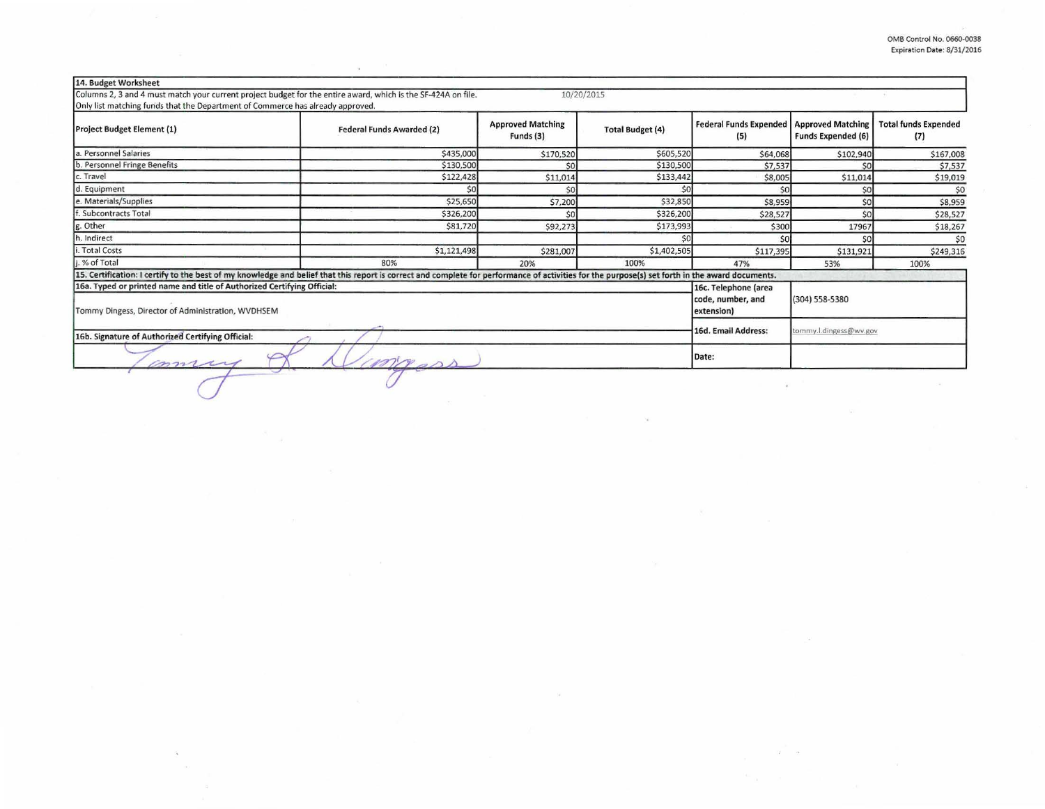OMB Control No. 0660-0038
Expiration Date: 8/31/2016

| 14. Budget Worksheet | | | | | | |
|---|---|---|---|---|---|---|
| Columns 2, 3 and 4 must match your current project budget for the entire award, which is the SF-424A on file. Only list matching funds that the Department of Commerce has already approved. | | | 10/20/2015 | | | |
| Project Budget Element (1) | Federal Funds Awarded (2) | Approved Matching Funds (3) | Total Budget (4) | Federal Funds Expended (5) | Approved Matching Funds Expended (6) | Total funds Expended (7) |
| a. Personnel Salaries | $435,000 | $170,520 | $605,520 | $64,068 | $102,940 | $167,008 |
| b. Personnel Fringe Benefits | $130,500 | $0 | $130,500 | $7,537 | $0 | $7,537 |
| c. Travel | $122,428 | $11,014 | $133,442 | $8,005 | $11,014 | $19,019 |
| d. Equipment | $0 | $0 | $0 | $0 | $0 | $0 |
| e. Materials/Supplies | $25,650 | $7,200 | $32,850 | $8,959 | $0 | $8,959 |
| f. Subcontracts Total | $326,200 | $0 | $326,200 | $28,527 | $0 | $28,527 |
| g. Other | $81,720 | $92,273 | $173,993 | $300 | 17967 | $18,267 |
| h. Indirect | | | $0 | $0 | $0 | $0 |
| i. Total Costs | $1,121,498 | $281,007 | $1,402,505 | $117,395 | $131,921 | $249,316 |
| j. % of Total | 80% | 20% | 100% | 47% | 53% | 100% |

**15. Certification: I certify to the best of my knowledge and belief that this report is correct and complete for performance of activities for the purpose(s) set forth in the award documents.**

| | | |
|---|---|---|
| **16a. Typed or printed name and title of Authorized Certifying Official:** Tommy Dingess, Director of Administration, WVDHSEM | **16c. Telephone (area code, number, and extension)** | (304) 558-5380 |
| **16b. Signature of Authorized Certifying Official:** | **16d. Email Address:** | tommy.l.dingess@wv.gov |
| Tommy L. Dingess | **Date:** | |